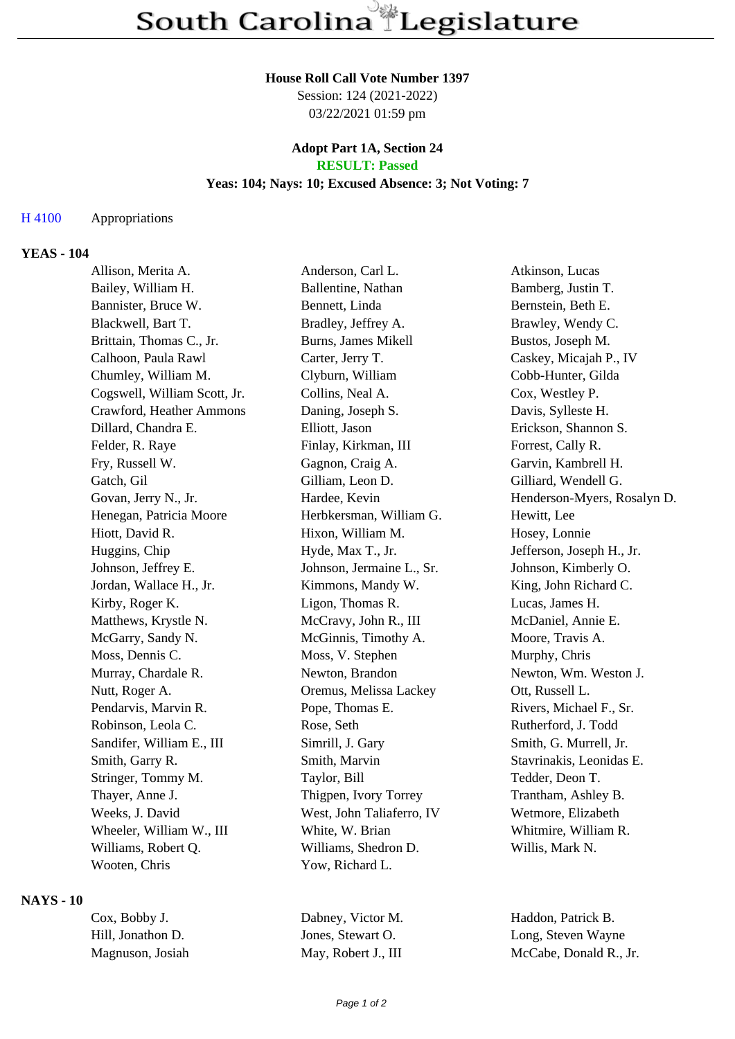# South Carolina Legislature

**House Roll Call Vote Number 1397**
Session: 124 (2021-2022)
03/22/2021 01:59 pm

**Adopt Part 1A, Section 24**
**RESULT: Passed**
**Yeas: 104; Nays: 10; Excused Absence: 3; Not Voting: 7**

H 4100 Appropriations

## YEAS - 104

| | | |
|---|---|---|
| Allison, Merita A. | Anderson, Carl L. | Atkinson, Lucas |
| Bailey, William H. | Ballentine, Nathan | Bamberg, Justin T. |
| Bannister, Bruce W. | Bennett, Linda | Bernstein, Beth E. |
| Blackwell, Bart T. | Bradley, Jeffrey A. | Brawley, Wendy C. |
| Brittain, Thomas C., Jr. | Burns, James Mikell | Bustos, Joseph M. |
| Calhoon, Paula Rawl | Carter, Jerry T. | Caskey, Micajah P., IV |
| Chumley, William M. | Clyburn, William | Cobb-Hunter, Gilda |
| Cogswell, William Scott, Jr. | Collins, Neal A. | Cox, Westley P. |
| Crawford, Heather Ammons | Daning, Joseph S. | Davis, Sylleste H. |
| Dillard, Chandra E. | Elliott, Jason | Erickson, Shannon S. |
| Felder, R. Raye | Finlay, Kirkman, III | Forrest, Cally R. |
| Fry, Russell W. | Gagnon, Craig A. | Garvin, Kambrell H. |
| Gatch, Gil | Gilliam, Leon D. | Gilliard, Wendell G. |
| Govan, Jerry N., Jr. | Hardee, Kevin | Henderson-Myers, Rosalyn D. |
| Henegan, Patricia Moore | Herbkersman, William G. | Hewitt, Lee |
| Hiott, David R. | Hixon, William M. | Hosey, Lonnie |
| Huggins, Chip | Hyde, Max T., Jr. | Jefferson, Joseph H., Jr. |
| Johnson, Jeffrey E. | Johnson, Jermaine L., Sr. | Johnson, Kimberly O. |
| Jordan, Wallace H., Jr. | Kimmons, Mandy W. | King, John Richard C. |
| Kirby, Roger K. | Ligon, Thomas R. | Lucas, James H. |
| Matthews, Krystle N. | McCravy, John R., III | McDaniel, Annie E. |
| McGarry, Sandy N. | McGinnis, Timothy A. | Moore, Travis A. |
| Moss, Dennis C. | Moss, V. Stephen | Murphy, Chris |
| Murray, Chardale R. | Newton, Brandon | Newton, Wm. Weston J. |
| Nutt, Roger A. | Oremus, Melissa Lackey | Ott, Russell L. |
| Pendarvis, Marvin R. | Pope, Thomas E. | Rivers, Michael F., Sr. |
| Robinson, Leola C. | Rose, Seth | Rutherford, J. Todd |
| Sandifer, William E., III | Simrill, J. Gary | Smith, G. Murrell, Jr. |
| Smith, Garry R. | Smith, Marvin | Stavrinakis, Leonidas E. |
| Stringer, Tommy M. | Taylor, Bill | Tedder, Deon T. |
| Thayer, Anne J. | Thigpen, Ivory Torrey | Trantham, Ashley B. |
| Weeks, J. David | West, John Taliaferro, IV | Wetmore, Elizabeth |
| Wheeler, William W., III | White, W. Brian | Whitmire, William R. |
| Williams, Robert Q. | Williams, Shedron D. | Willis, Mark N. |
| Wooten, Chris | Yow, Richard L. | |

## NAYS - 10

| | | |
|---|---|---|
| Cox, Bobby J. | Dabney, Victor M. | Haddon, Patrick B. |
| Hill, Jonathon D. | Jones, Stewart O. | Long, Steven Wayne |
| Magnuson, Josiah | May, Robert J., III | McCabe, Donald R., Jr. |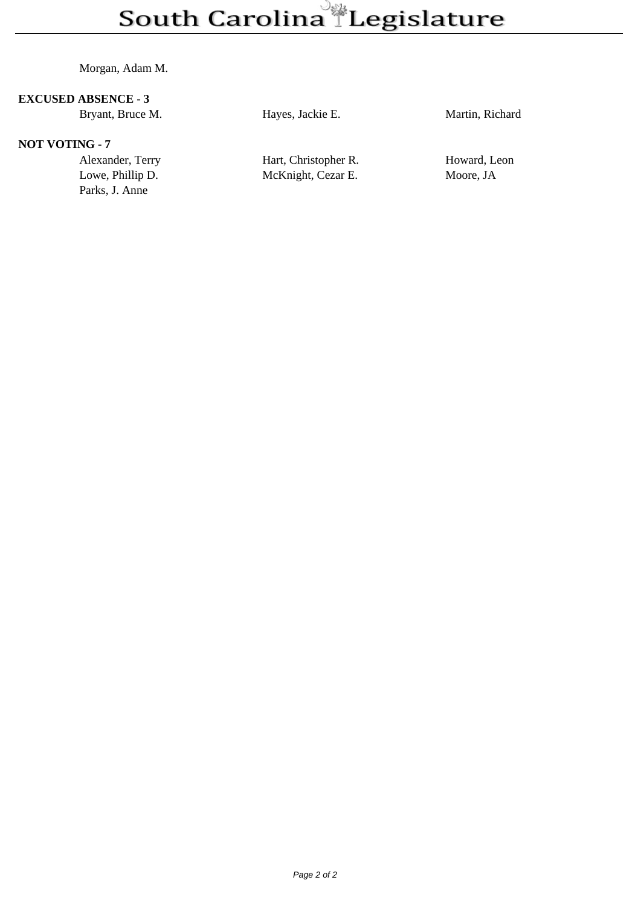Morgan, Adam M.

**EXCUSED ABSENCE - 3**

| | | |
|---|---|---|
| Bryant, Bruce M. | Hayes, Jackie E. | Martin, Richard |

**NOT VOTING - 7**

| | | |
|---|---|---|
| Alexander, Terry | Hart, Christopher R. | Howard, Leon |
| Lowe, Phillip D. | McKnight, Cezar E. | Moore, JA |
| Parks, J. Anne | | |